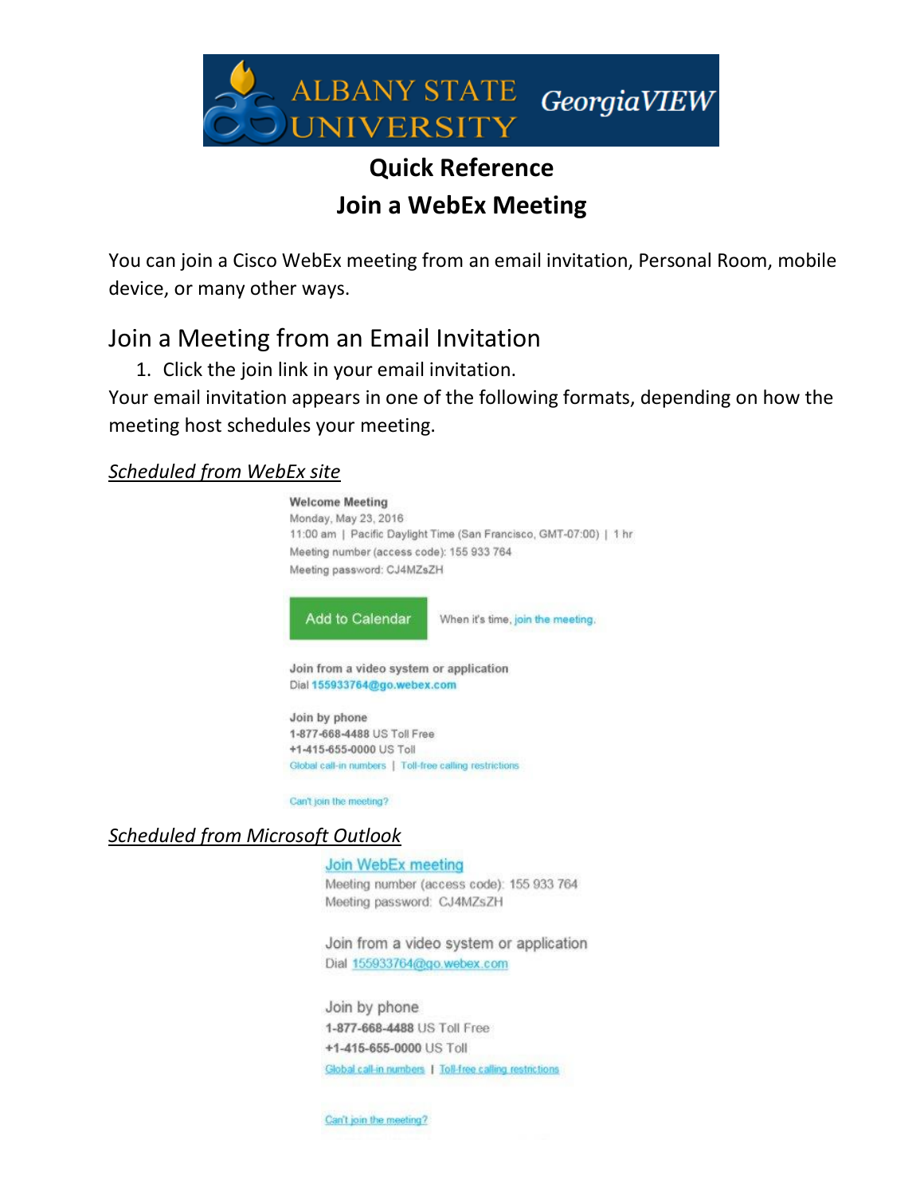ALBANY STATE UNIVERSITY GeorgiaVIEW

# Quick Reference
# Join a WebEx Meeting

You can join a Cisco WebEx meeting from an email invitation, Personal Room, mobile device, or many other ways.

## Join a Meeting from an Email Invitation

1. Click the join link in your email invitation.

Your email invitation appears in one of the following formats, depending on how the meeting host schedules your meeting.

*Scheduled from WebEx site*

**Welcome Meeting**
Monday, May 23, 2016
11:00 am | Pacific Daylight Time (San Francisco, GMT-07:00) | 1 hr
Meeting number (access code): 155 933 764
Meeting password: CJ4MZsZH

Add to Calendar    When it's time, join the meeting.

**Join from a video system or application**
Dial 155933764@go.webex.com

**Join by phone**
**1-877-668-4488** US Toll Free
**+1-415-655-0000** US Toll
Global call-in numbers | Toll-free calling restrictions

Can't join the meeting?

*Scheduled from Microsoft Outlook*

Join WebEx meeting
Meeting number (access code): 155 933 764
Meeting password: CJ4MZsZH

Join from a video system or application
Dial 155933764@go.webex.com

Join by phone
**1-877-668-4488** US Toll Free
**+1-415-655-0000** US Toll
Global call-in numbers | Toll-free calling restrictions

Can't join the meeting?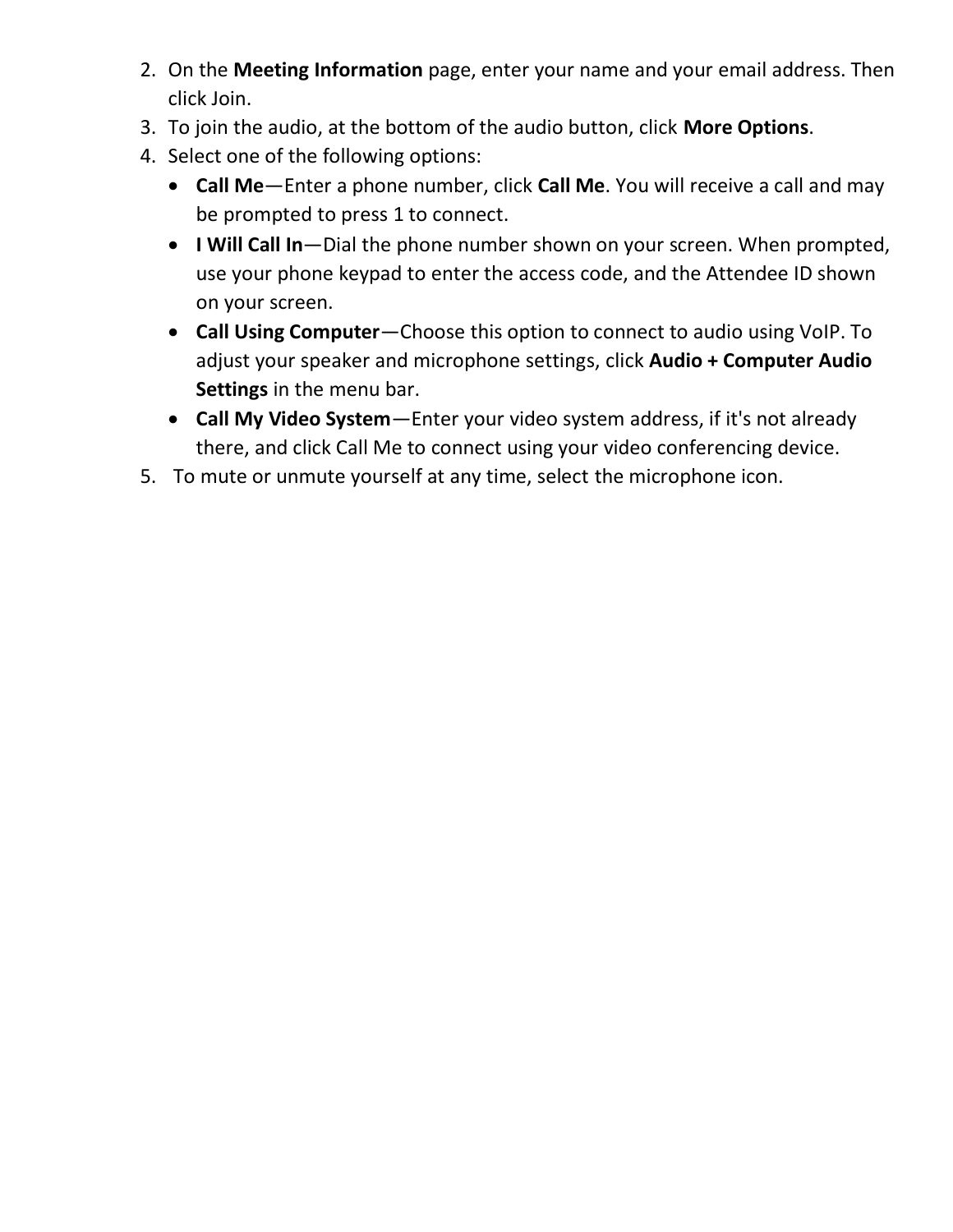2. On the **Meeting Information** page, enter your name and your email address. Then click Join.
3. To join the audio, at the bottom of the audio button, click **More Options**.
4. Select one of the following options:
   - **Call Me**—Enter a phone number, click **Call Me**. You will receive a call and may be prompted to press 1 to connect.
   - **I Will Call In**—Dial the phone number shown on your screen. When prompted, use your phone keypad to enter the access code, and the Attendee ID shown on your screen.
   - **Call Using Computer**—Choose this option to connect to audio using VoIP. To adjust your speaker and microphone settings, click **Audio + Computer Audio Settings** in the menu bar.
   - **Call My Video System**—Enter your video system address, if it's not already there, and click Call Me to connect using your video conferencing device.
5. To mute or unmute yourself at any time, select the microphone icon.